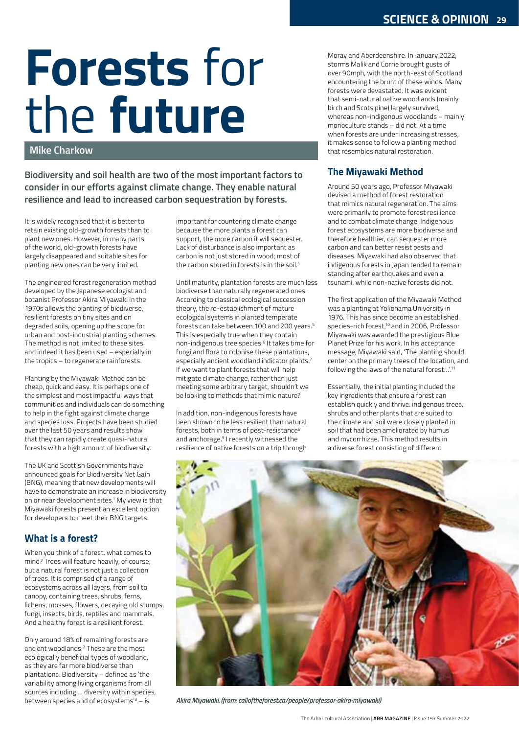# **Forests** for the **future**

**Mike Charkow**

**Biodiversity and soil health are two of the most important factors to consider in our efforts against climate change. They enable natural resilience and lead to increased carbon sequestration by forests.**

It is widely recognised that it is better to retain existing old-growth forests than to plant new ones. However, in many parts of the world, old-growth forests have largely disappeared and suitable sites for planting new ones can be very limited.

The engineered forest regeneration method developed by the Japanese ecologist and botanist Professor Akira Miyawaki in the 1970s allows the planting of biodiverse, resilient forests on tiny sites and on degraded soils, opening up the scope for urban and post-industrial planting schemes. The method is not limited to these sites and indeed it has been used – especially in the tropics – to regenerate rainforests.

Planting by the Miyawaki Method can be cheap, quick and easy. It is perhaps one of the simplest and most impactful ways that communities and individuals can do something to help in the fight against climate change and species loss. Projects have been studied over the last 50 years and results show that they can rapidly create quasi-natural forests with a high amount of biodiversity.

The UK and Scottish Governments have announced goals for Biodiversity Net Gain (BNG), meaning that new developments will have to demonstrate an increase in biodiversity on or near development sites.[1] My view is that Miyawaki forests present an excellent option for developers to meet their BNG targets.

## What is a forest?

When you think of a forest, what comes to mind? Trees will feature heavily, of course, but a natural forest is not just a collection of trees. It is comprised of a range of ecosystems across all layers, from soil to canopy, containing trees, shrubs, ferns, lichens, mosses, flowers, decaying old stumps, fungi, insects, birds, reptiles and mammals. And a healthy forest is a resilient forest.

Only around 18% of remaining forests are ancient woodlands.[2] These are the most ecologically beneficial types of woodland, as they are far more biodiverse than plantations. Biodiversity – defined as 'the variability among living organisms from all sources including ... diversity within species, between species and of ecosystems'[3] – is important for countering climate change because the more plants a forest can support, the more carbon it will sequester. Lack of disturbance is also important as carbon is not just stored in wood; most of the carbon stored in forests is in the soil.[4]

Until maturity, plantation forests are much less biodiverse than naturally regenerated ones. According to classical ecological succession theory, the re-establishment of mature ecological systems in planted temperate forests can take between 100 and 200 years.[5] This is especially true when they contain non-indigenous tree species.[6] It takes time for fungi and flora to colonise these plantations, especially ancient woodland indicator plants.[7] If we want to plant forests that will help mitigate climate change, rather than just meeting some arbitrary target, shouldn't we be looking to methods that mimic nature?

In addition, non-indigenous forests have been shown to be less resilient than natural forests, both in terms of pest-resistance[8] and anchorage.[9] I recently witnessed the resilience of native forests on a trip through Moray and Aberdeenshire. In January 2022, storms Malik and Corrie brought gusts of over 90mph, with the north-east of Scotland encountering the brunt of these winds. Many forests were devastated. It was evident that semi-natural native woodlands (mainly birch and Scots pine) largely survived, whereas non-indigenous woodlands – mainly monoculture stands – did not. At a time when forests are under increasing stresses, it makes sense to follow a planting method that resembles natural restoration.

## The Miyawaki Method

Around 50 years ago, Professor Miyawaki devised a method of forest restoration that mimics natural regeneration. The aims were primarily to promote forest resilience and to combat climate change. Indigenous forest ecosystems are more biodiverse and therefore healthier, can sequester more carbon and can better resist pests and diseases. Miyawaki had also observed that indigenous forests in Japan tended to remain standing after earthquakes and even a tsunami, while non-native forests did not.

The first application of the Miyawaki Method was a planting at Yokohama University in 1976. This has since become an established, species-rich forest,[10] and in 2006, Professor Miyawaki was awarded the prestigious Blue Planet Prize for his work. In his acceptance message, Miyawaki said, 'The planting should center on the primary trees of the location, and following the laws of the natural forest...'.[11]

Essentially, the initial planting included the key ingredients that ensure a forest can establish quickly and thrive: indigenous trees, shrubs and other plants that are suited to the climate and soil were closely planted in soil that had been ameliorated by humus and mycorrhizae. This method results in a diverse forest consisting of different

*Akira Miyawaki. (from: calloftheforest.ca/people/professor-akira-miyawaki)*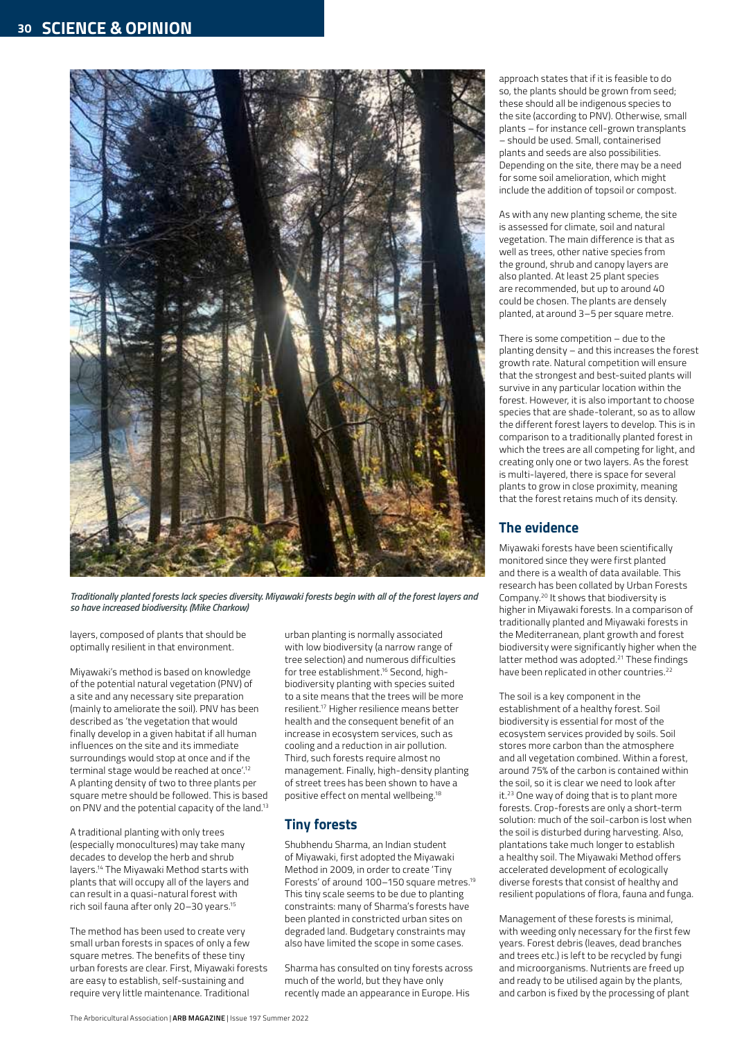*Traditionally planted forests lack species diversity. Miyawaki forests begin with all of the forest layers and so have increased biodiversity. (Mike Charkow)*

layers, composed of plants that should be optimally resilient in that environment.

Miyawaki's method is based on knowledge of the potential natural vegetation (PNV) of a site and any necessary site preparation (mainly to ameliorate the soil). PNV has been described as 'the vegetation that would finally develop in a given habitat if all human influences on the site and its immediate surroundings would stop at once and if the terminal stage would be reached at once'.[12] A planting density of two to three plants per square metre should be followed. This is based on PNV and the potential capacity of the land.[13]

A traditional planting with only trees (especially monocultures) may take many decades to develop the herb and shrub layers.[14] The Miyawaki Method starts with plants that will occupy all of the layers and can result in a quasi-natural forest with rich soil fauna after only 20–30 years.[15]

The method has been used to create very small urban forests in spaces of only a few square metres. The benefits of these tiny urban forests are clear. First, Miyawaki forests are easy to establish, self-sustaining and require very little maintenance. Traditional urban planting is normally associated with low biodiversity (a narrow range of tree selection) and numerous difficulties for tree establishment.[16] Second, high-biodiversity planting with species suited to a site means that the trees will be more resilient.[17] Higher resilience means better health and the consequent benefit of an increase in ecosystem services, such as cooling and a reduction in air pollution. Third, such forests require almost no management. Finally, high-density planting of street trees has been shown to have a positive effect on mental wellbeing.[18]

## Tiny forests

Shubhendu Sharma, an Indian student of Miyawaki, first adopted the Miyawaki Method in 2009, in order to create 'Tiny Forests' of around 100–150 square metres.[19] This tiny scale seems to be due to planting constraints: many of Sharma's forests have been planted in constricted urban sites on degraded land. Budgetary constraints may also have limited the scope in some cases.

Sharma has consulted on tiny forests across much of the world, but they have only recently made an appearance in Europe. His approach states that if it is feasible to do so, the plants should be grown from seed; these should all be indigenous species to the site (according to PNV). Otherwise, small plants – for instance cell-grown transplants – should be used. Small, containerised plants and seeds are also possibilities. Depending on the site, there may be a need for some soil amelioration, which might include the addition of topsoil or compost.

As with any new planting scheme, the site is assessed for climate, soil and natural vegetation. The main difference is that as well as trees, other native species from the ground, shrub and canopy layers are also planted. At least 25 plant species are recommended, but up to around 40 could be chosen. The plants are densely planted, at around 3–5 per square metre.

There is some competition – due to the planting density – and this increases the forest growth rate. Natural competition will ensure that the strongest and best-suited plants will survive in any particular location within the forest. However, it is also important to choose species that are shade-tolerant, so as to allow the different forest layers to develop. This is in comparison to a traditionally planted forest in which the trees are all competing for light, and creating only one or two layers. As the forest is multi-layered, there is space for several plants to grow in close proximity, meaning that the forest retains much of its density.

## The evidence

Miyawaki forests have been scientifically monitored since they were first planted and there is a wealth of data available. This research has been collated by Urban Forests Company.[20] It shows that biodiversity is higher in Miyawaki forests. In a comparison of traditionally planted and Miyawaki forests in the Mediterranean, plant growth and forest biodiversity were significantly higher when the latter method was adopted.[21] These findings have been replicated in other countries.[22]

The soil is a key component in the establishment of a healthy forest. Soil biodiversity is essential for most of the ecosystem services provided by soils. Soil stores more carbon than the atmosphere and all vegetation combined. Within a forest, around 75% of the carbon is contained within the soil, so it is clear we need to look after it.[23] One way of doing that is to plant more forests. Crop-forests are only a short-term solution: much of the soil-carbon is lost when the soil is disturbed during harvesting. Also, plantations take much longer to establish a healthy soil. The Miyawaki Method offers accelerated development of ecologically diverse forests that consist of healthy and resilient populations of flora, fauna and funga.

Management of these forests is minimal, with weeding only necessary for the first few years. Forest debris (leaves, dead branches and trees etc.) is left to be recycled by fungi and microorganisms. Nutrients are freed up and ready to be utilised again by the plants, and carbon is fixed by the processing of plant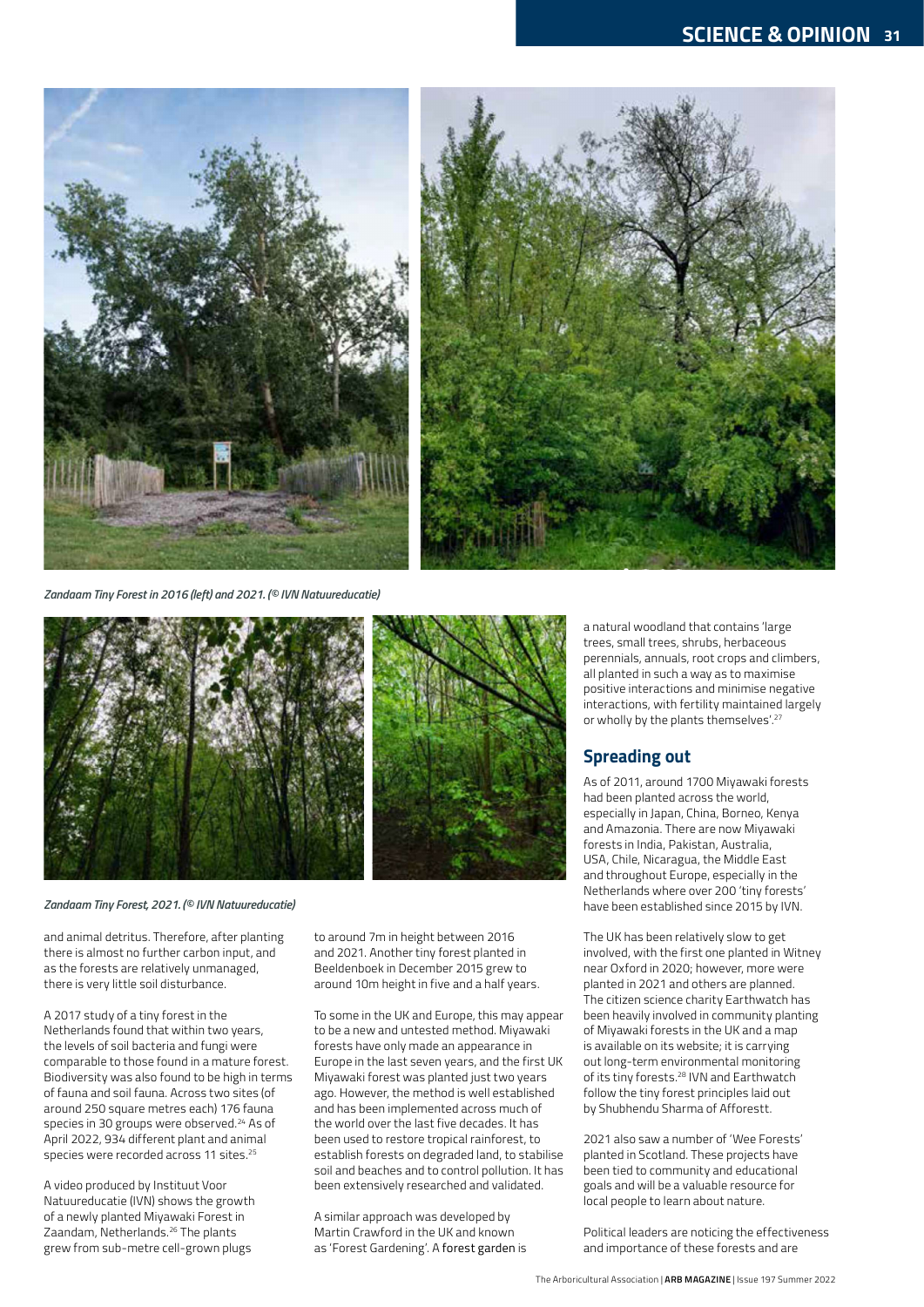*Zandaam Tiny Forest in 2016 (left) and 2021. (© IVN Natuureducatie)*

*Zandaam Tiny Forest, 2021. (© IVN Natuureducatie)*

and animal detritus. Therefore, after planting there is almost no further carbon input, and as the forests are relatively unmanaged, there is very little soil disturbance.

A 2017 study of a tiny forest in the Netherlands found that within two years, the levels of soil bacteria and fungi were comparable to those found in a mature forest. Biodiversity was also found to be high in terms of fauna and soil fauna. Across two sites (of around 250 square metres each) 176 fauna species in 30 groups were observed.[24] As of April 2022, 934 different plant and animal species were recorded across 11 sites.[25]

A video produced by Instituut Voor Natuureducatie (IVN) shows the growth of a newly planted Miyawaki Forest in Zaandam, Netherlands.[26] The plants grew from sub-metre cell-grown plugs to around 7m in height between 2016 and 2021. Another tiny forest planted in Beeldenboek in December 2015 grew to around 10m height in five and a half years.

To some in the UK and Europe, this may appear to be a new and untested method. Miyawaki forests have only made an appearance in Europe in the last seven years, and the first UK Miyawaki forest was planted just two years ago. However, the method is well established and has been implemented across much of the world over the last five decades. It has been used to restore tropical rainforest, to establish forests on degraded land, to stabilise soil and beaches and to control pollution. It has been extensively researched and validated.

A similar approach was developed by Martin Crawford in the UK and known as 'Forest Gardening'. A forest garden is a natural woodland that contains 'large trees, small trees, shrubs, herbaceous perennials, annuals, root crops and climbers, all planted in such a way as to maximise positive interactions and minimise negative interactions, with fertility maintained largely or wholly by the plants themselves'.[27]

## Spreading out

As of 2011, around 1700 Miyawaki forests had been planted across the world, especially in Japan, China, Borneo, Kenya and Amazonia. There are now Miyawaki forests in India, Pakistan, Australia, USA, Chile, Nicaragua, the Middle East and throughout Europe, especially in the Netherlands where over 200 'tiny forests' have been established since 2015 by IVN.

The UK has been relatively slow to get involved, with the first one planted in Witney near Oxford in 2020; however, more were planted in 2021 and others are planned. The citizen science charity Earthwatch has been heavily involved in community planting of Miyawaki forests in the UK and a map is available on its website; it is carrying out long-term environmental monitoring of its tiny forests.[28] IVN and Earthwatch follow the tiny forest principles laid out by Shubhendu Sharma of Afforestt.

2021 also saw a number of 'Wee Forests' planted in Scotland. These projects have been tied to community and educational goals and will be a valuable resource for local people to learn about nature.

Political leaders are noticing the effectiveness and importance of these forests and are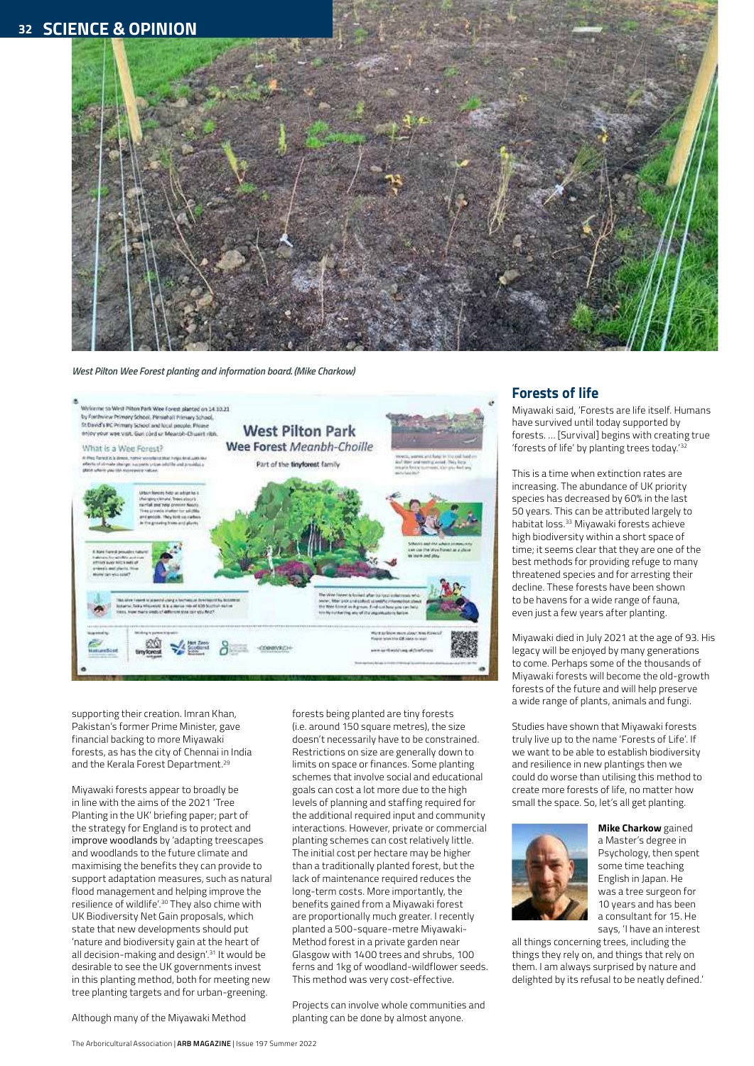*West Pilton Wee Forest planting and information board. (Mike Charkow)*

supporting their creation. Imran Khan, Pakistan's former Prime Minister, gave financial backing to more Miyawaki forests, as has the city of Chennai in India and the Kerala Forest Department.[29]

Miyawaki forests appear to broadly be in line with the aims of the 2021 'Tree Planting in the UK' briefing paper; part of the strategy for England is to protect and improve woodlands by 'adapting treescapes and woodlands to the future climate and maximising the benefits they can provide to support adaptation measures, such as natural flood management and helping improve the resilience of wildlife'.[30] They also chime with UK Biodiversity Net Gain proposals, which state that new developments should put 'nature and biodiversity gain at the heart of all decision-making and design'.[31] It would be desirable to see the UK governments invest in this planting method, both for meeting new tree planting targets and for urban-greening.

Although many of the Miyawaki Method forests being planted are tiny forests (i.e. around 150 square metres), the size doesn't necessarily have to be constrained. Restrictions on size are generally down to limits on space or finances. Some planting schemes that involve social and educational goals can cost a lot more due to the high levels of planning and staffing required for the additional required input and community interactions. However, private or commercial planting schemes can cost relatively little. The initial cost per hectare may be higher than a traditionally planted forest, but the lack of maintenance required reduces the long-term costs. More importantly, the benefits gained from a Miyawaki forest are proportionally much greater. I recently planted a 500-square-metre Miyawaki-Method forest in a private garden near Glasgow with 1400 trees and shrubs, 100 ferns and 1kg of woodland-wildflower seeds. This method was very cost-effective.

Projects can involve whole communities and planting can be done by almost anyone.

## Forests of life

Miyawaki said, 'Forests are life itself. Humans have survived until today supported by forests. … [Survival] begins with creating true 'forests of life' by planting trees today.'[32]

This is a time when extinction rates are increasing. The abundance of UK priority species has decreased by 60% in the last 50 years. This can be attributed largely to habitat loss.[33] Miyawaki forests achieve high biodiversity within a short space of time; it seems clear that they are one of the best methods for providing refuge to many threatened species and for arresting their decline. These forests have been shown to be havens for a wide range of fauna, even just a few years after planting.

Miyawaki died in July 2021 at the age of 93. His legacy will be enjoyed by many generations to come. Perhaps some of the thousands of Miyawaki forests will become the old-growth forests of the future and will help preserve a wide range of plants, animals and fungi.

Studies have shown that Miyawaki forests truly live up to the name 'Forests of Life'. If we want to be able to establish biodiversity and resilience in new plantings then we could do worse than utilising this method to create more forests of life, no matter how small the space. So, let's all get planting.

**Mike Charkow** gained a Master's degree in Psychology, then spent some time teaching English in Japan. He was a tree surgeon for 10 years and has been a consultant for 15. He says, 'I have an interest all things concerning trees, including the things they rely on, and things that rely on them. I am always surprised by nature and delighted by its refusal to be neatly defined.'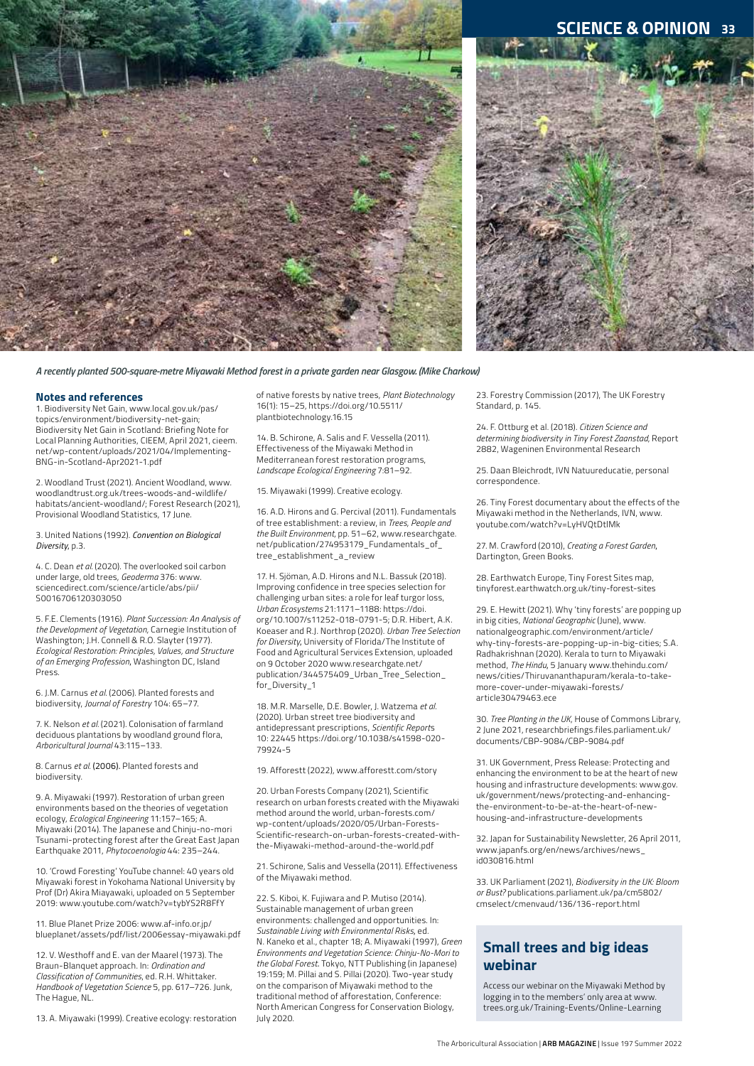*A recently planted 500-square-metre Miyawaki Method forest in a private garden near Glasgow. (Mike Charkow)*

### Notes and references

1. Biodiversity Net Gain, www.local.gov.uk/pas/topics/environment/biodiversity-net-gain; Biodiversity Net Gain in Scotland: Briefing Note for Local Planning Authorities, CIEEM, April 2021, cieem.net/wp-content/uploads/2021/04/Implementing-BNG-in-Scotland-Apr2021-1.pdf

2. Woodland Trust (2021). Ancient Woodland, www.woodlandtrust.org.uk/trees-woods-and-wildlife/habitats/ancient-woodland/; Forest Research (2021), Provisional Woodland Statistics, 17 June.

3. United Nations (1992). *Convention on Biological Diversity*, p.3.

4. C. Dean *et al.* (2020). The overlooked soil carbon under large, old trees, *Geoderma* 376: www.sciencedirect.com/science/article/abs/pii/S0016706120303050

5. F.E. Clements (1916). *Plant Succession: An Analysis of the Development of Vegetation*, Carnegie Institution of Washington; J.H. Connell & R.O. Slayter (1977). *Ecological Restoration: Principles, Values, and Structure of an Emerging Profession*, Washington DC, Island Press.

6. J.M. Carnus *et al.* (2006). Planted forests and biodiversity, *Journal of Forestry* 104: 65–77.

7. K. Nelson *et al.* (2021). Colonisation of farmland deciduous plantations by woodland ground flora, *Arboricultural Journal* 43:115–133.

8. Carnus *et al.* (2006). Planted forests and biodiversity.

9. A. Miyawaki (1997). Restoration of urban green environments based on the theories of vegetation ecology, *Ecological Engineering* 11:157–165; A. Miyawaki (2014). The Japanese and Chinju-no-mori Tsunami-protecting forest after the Great East Japan Earthquake 2011, *Phytocoenologia* 44: 235–244.

10. 'Crowd Foresting' YouTube channel: 40 years old Miyawaki forest in Yokohama National University by Prof (Dr) Akira Miayawaki, uploaded on 5 September 2019: www.youtube.com/watch?v=tybYS2R8FfY

11. Blue Planet Prize 2006: www.af-info.or.jp/blueplanet/assets/pdf/list/2006essay-miyawaki.pdf

12. V. Westhoff and E. van der Maarel (1973). The Braun-Blanquet approach. In: *Ordination and Classification of Communities*, ed. R.H. Whittaker. *Handbook of Vegetation Science* 5, pp. 617–726. Junk, The Hague, NL.

13. A. Miyawaki (1999). Creative ecology: restoration of native forests by native trees, *Plant Biotechnology* 16(1): 15–25, https://doi.org/10.5511/plantbiotechnology.16.15

14. B. Schirone, A. Salis and F. Vessella (2011). Effectiveness of the Miyawaki Method in Mediterranean forest restoration programs, *Landscape Ecological Engineering* 7:81–92.

15. Miyawaki (1999). Creative ecology.

16. A.D. Hirons and G. Percival (2011). Fundamentals of tree establishment: a review, in *Trees, People and the Built Environment*, pp. 51–62, www.researchgate.net/publication/274953179_Fundamentals_of_tree_establishment_a_review

17. H. Sjöman, A.D. Hirons and N.L. Bassuk (2018). Improving confidence in tree species selection for challenging urban sites: a role for leaf turgor loss, *Urban Ecosystems* 21:1171–1188: https://doi.org/10.1007/s11252-018-0791-5; D.R. Hibert, A.K. Koeaser and R.J. Northrop (2020). *Urban Tree Selection for Diversity*, University of Florida/The Institute of Food and Agricultural Services Extension, uploaded on 9 October 2020 www.researchgate.net/publication/344575409_Urban_Tree_Selection_for_Diversity_1

18. M.R. Marselle, D.E. Bowler, J. Watzema *et al.* (2020). Urban street tree biodiversity and antidepressant prescriptions, *Scientific Reports* 10: 22445 https://doi.org/10.1038/s41598-020-79924-5

19. Afforestt (2022), www.afforestt.com/story

20. Urban Forests Company (2021), Scientific research on urban forests created with the Miyawaki method around the world, urban-forests.com/wp-content/uploads/2020/05/Urban-Forests-Scientific-research-on-urban-forests-created-with-the-Miyawaki-method-around-the-world.pdf

21. Schirone, Salis and Vessella (2011). Effectiveness of the Miyawaki method.

22. S. Kiboi, K. Fujiwara and P. Mutiso (2014). Sustainable management of urban green environments: challenged and opportunities. In: *Sustainable Living with Environmental Risks*, ed. N. Kaneko et al., chapter 18; A. Miyawaki (1997), *Green Environments and Vegetation Science: Chinju-No-Mori to the Global Forest*. Tokyo, NTT Publishing (in Japanese) 19:159; M. Pillai and S. Pillai (2020). Two-year study on the comparison of Miyawaki method to the traditional method of afforestation, Conference: North American Congress for Conservation Biology, July 2020.

23. Forestry Commission (2017), The UK Forestry Standard, p. 145.

24. F. Ottburg et al. (2018). *Citizen Science and determining biodiversity in Tiny Forest Zaanstad*, Report 2882, Wageningen Environmental Research

25. Daan Bleichrodt, IVN Natuureducatie, personal correspondence.

26. Tiny Forest documentary about the effects of the Miyawaki method in the Netherlands, IVN, www.youtube.com/watch?v=LyHVQtDtIMk

27. M. Crawford (2010), *Creating a Forest Garden*, Dartington, Green Books.

28. Earthwatch Europe, Tiny Forest Sites map, tinyforest.earthwatch.org.uk/tiny-forest-sites

29. E. Hewitt (2021). Why 'tiny forests' are popping up in big cities, *National Geographic* (June), www.nationalgeographic.com/environment/article/why-tiny-forests-are-popping-up-in-big-cities; S.A. Radhakrishnan (2020). Kerala to turn to Miyawaki method, *The Hindu*, 5 January www.thehindu.com/news/cities/Thiruvananthapuram/kerala-to-take-more-cover-under-miyawaki-forests/article30479463.ece

30. *Tree Planting in the UK*, House of Commons Library, 2 June 2021, researchbriefings.files.parliament.uk/documents/CBP-9084/CBP-9084.pdf

31. UK Government, Press Release: Protecting and enhancing the environment to be at the heart of new housing and infrastructure developments: www.gov.uk/government/news/protecting-and-enhancing-the-environment-to-be-at-the-heart-of-new-housing-and-infrastructure-developments

32. Japan for Sustainability Newsletter, 26 April 2011, www.japanfs.org/en/news/archives/news_id030816.html

33. UK Parliament (2021), *Biodiversity in the UK: Bloom or Bust?* publications.parliament.uk/pa/cm5802/cmselect/cmenvaud/136/136-report.html

## Small trees and big ideas webinar

Access our webinar on the Miyawaki Method by logging in to the members' only area at www.trees.org.uk/Training-Events/Online-Learning